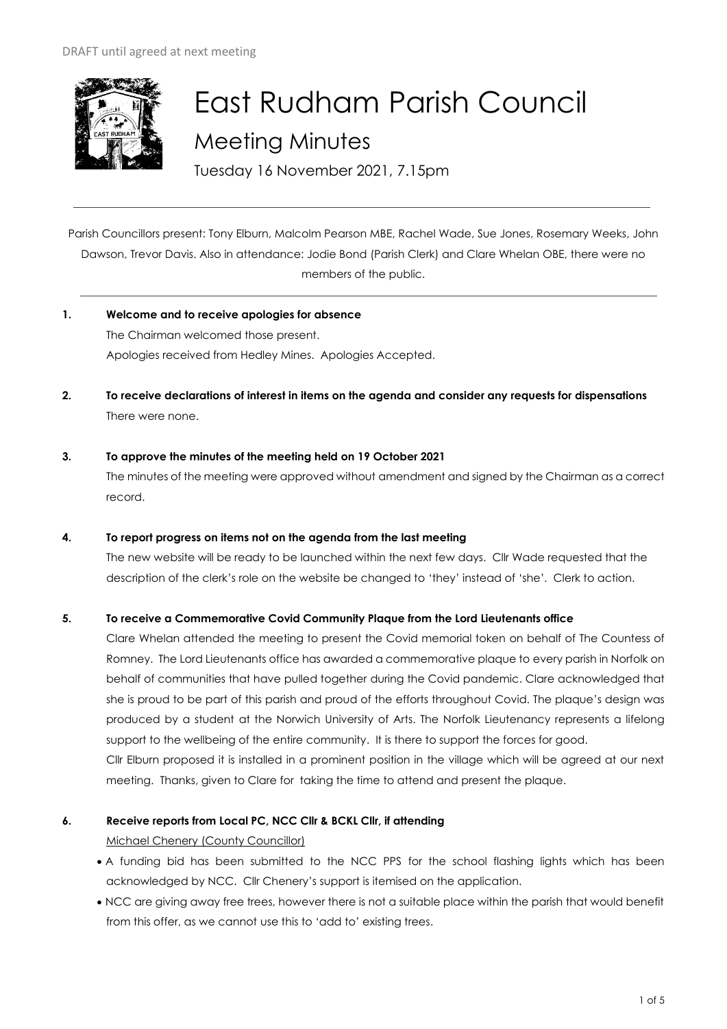DRAFT until agreed at next meeting

# East Rudham Parish Council

## Meeting Minutes

Tuesday 16 November 2021, 7.15pm

---

Parish Councillors present: Tony Elburn, Malcolm Pearson MBE, Rachel Wade, Sue Jones, Rosemary Weeks, John Dawson, Trevor Davis. Also in attendance: Jodie Bond (Parish Clerk) and Clare Whelan OBE, there were no members of the public.

---

**1. Welcome and to receive apologies for absence**

The Chairman welcomed those present.
Apologies received from Hedley Mines. Apologies Accepted.

**2. To receive declarations of interest in items on the agenda and consider any requests for dispensations**

There were none.

**3. To approve the minutes of the meeting held on 19 October 2021**

The minutes of the meeting were approved without amendment and signed by the Chairman as a correct record.

**4. To report progress on items not on the agenda from the last meeting**

The new website will be ready to be launched within the next few days. Cllr Wade requested that the description of the clerk's role on the website be changed to 'they' instead of 'she'. Clerk to action.

**5. To receive a Commemorative Covid Community Plaque from the Lord Lieutenants office**

Clare Whelan attended the meeting to present the Covid memorial token on behalf of The Countess of Romney. The Lord Lieutenants office has awarded a commemorative plaque to every parish in Norfolk on behalf of communities that have pulled together during the Covid pandemic. Clare acknowledged that she is proud to be part of this parish and proud of the efforts throughout Covid. The plaque's design was produced by a student at the Norwich University of Arts. The Norfolk Lieutenancy represents a lifelong support to the wellbeing of the entire community. It is there to support the forces for good.

Cllr Elburn proposed it is installed in a prominent position in the village which will be agreed at our next meeting. Thanks, given to Clare for taking the time to attend and present the plaque.

**6. Receive reports from Local PC, NCC Cllr & BCKL Cllr, if attending**

Michael Chenery (County Councillor)

- A funding bid has been submitted to the NCC PPS for the school flashing lights which has been acknowledged by NCC. Cllr Chenery's support is itemised on the application.
- NCC are giving away free trees, however there is not a suitable place within the parish that would benefit from this offer, as we cannot use this to 'add to' existing trees.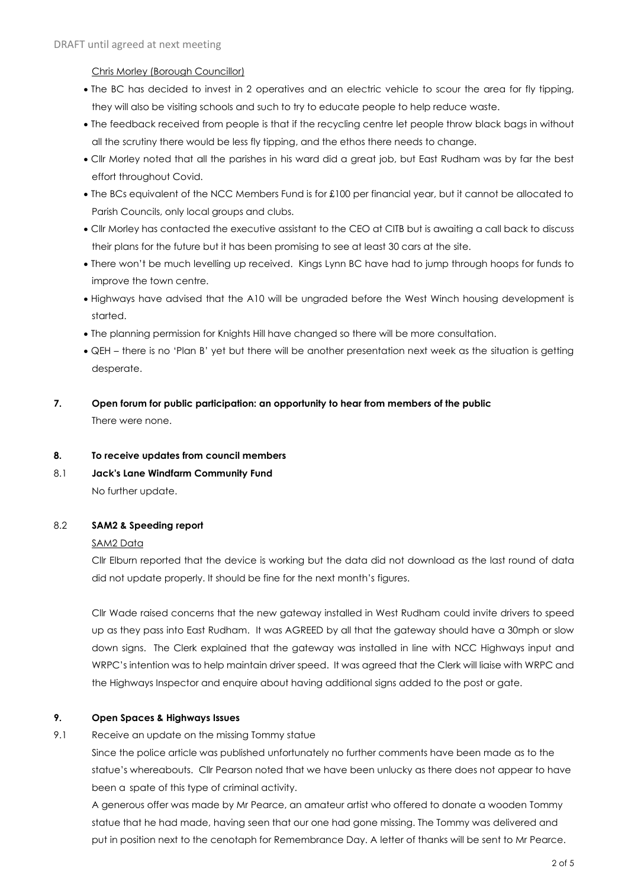DRAFT until agreed at next meeting

Chris Morley (Borough Councillor)

- The BC has decided to invest in 2 operatives and an electric vehicle to scour the area for fly tipping, they will also be visiting schools and such to try to educate people to help reduce waste.
- The feedback received from people is that if the recycling centre let people throw black bags in without all the scrutiny there would be less fly tipping, and the ethos there needs to change.
- Cllr Morley noted that all the parishes in his ward did a great job, but East Rudham was by far the best effort throughout Covid.
- The BCs equivalent of the NCC Members Fund is for £100 per financial year, but it cannot be allocated to Parish Councils, only local groups and clubs.
- Cllr Morley has contacted the executive assistant to the CEO at CITB but is awaiting a call back to discuss their plans for the future but it has been promising to see at least 30 cars at the site.
- There won't be much levelling up received. Kings Lynn BC have had to jump through hoops for funds to improve the town centre.
- Highways have advised that the A10 will be ungraded before the West Winch housing development is started.
- The planning permission for Knights Hill have changed so there will be more consultation.
- QEH – there is no 'Plan B' yet but there will be another presentation next week as the situation is getting desperate.

**7. Open forum for public participation: an opportunity to hear from members of the public**

There were none.

**8. To receive updates from council members**

**8.1 Jack's Lane Windfarm Community Fund**

No further update.

**8.2 SAM2 & Speeding report**

SAM2 Data

Cllr Elburn reported that the device is working but the data did not download as the last round of data did not update properly. It should be fine for the next month's figures.

Cllr Wade raised concerns that the new gateway installed in West Rudham could invite drivers to speed up as they pass into East Rudham. It was AGREED by all that the gateway should have a 30mph or slow down signs. The Clerk explained that the gateway was installed in line with NCC Highways input and WRPC's intention was to help maintain driver speed. It was agreed that the Clerk will liaise with WRPC and the Highways Inspector and enquire about having additional signs added to the post or gate.

**9. Open Spaces & Highways Issues**

9.1 Receive an update on the missing Tommy statue

Since the police article was published unfortunately no further comments have been made as to the statue's whereabouts. Cllr Pearson noted that we have been unlucky as there does not appear to have been a spate of this type of criminal activity.

A generous offer was made by Mr Pearce, an amateur artist who offered to donate a wooden Tommy statue that he had made, having seen that our one had gone missing. The Tommy was delivered and put in position next to the cenotaph for Remembrance Day. A letter of thanks will be sent to Mr Pearce.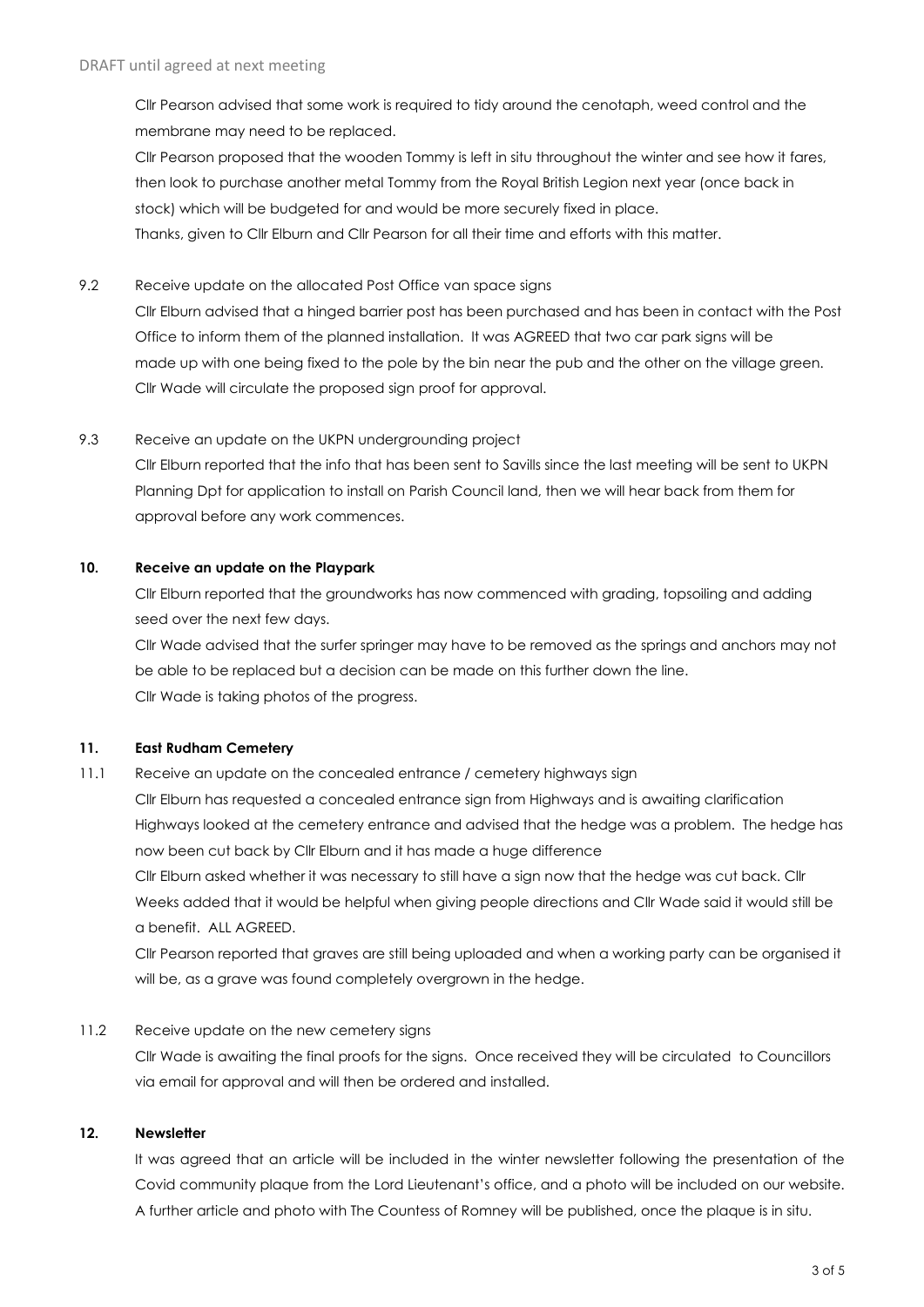Cllr Pearson advised that some work is required to tidy around the cenotaph, weed control and the membrane may need to be replaced.

Cllr Pearson proposed that the wooden Tommy is left in situ throughout the winter and see how it fares, then look to purchase another metal Tommy from the Royal British Legion next year (once back in stock) which will be budgeted for and would be more securely fixed in place.

Thanks, given to Cllr Elburn and Cllr Pearson for all their time and efforts with this matter.

9.2 Receive update on the allocated Post Office van space signs

Cllr Elburn advised that a hinged barrier post has been purchased and has been in contact with the Post Office to inform them of the planned installation. It was AGREED that two car park signs will be made up with one being fixed to the pole by the bin near the pub and the other on the village green. Cllr Wade will circulate the proposed sign proof for approval.

9.3 Receive an update on the UKPN undergrounding project

Cllr Elburn reported that the info that has been sent to Savills since the last meeting will be sent to UKPN Planning Dpt for application to install on Parish Council land, then we will hear back from them for approval before any work commences.

**10. Receive an update on the Playpark**

Cllr Elburn reported that the groundworks has now commenced with grading, topsoiling and adding seed over the next few days.

Cllr Wade advised that the surfer springer may have to be removed as the springs and anchors may not be able to be replaced but a decision can be made on this further down the line.

Cllr Wade is taking photos of the progress.

**11. East Rudham Cemetery**

11.1 Receive an update on the concealed entrance / cemetery highways sign

Cllr Elburn has requested a concealed entrance sign from Highways and is awaiting clarification Highways looked at the cemetery entrance and advised that the hedge was a problem. The hedge has now been cut back by Cllr Elburn and it has made a huge difference

Cllr Elburn asked whether it was necessary to still have a sign now that the hedge was cut back. Cllr Weeks added that it would be helpful when giving people directions and Cllr Wade said it would still be a benefit. ALL AGREED.

Cllr Pearson reported that graves are still being uploaded and when a working party can be organised it will be, as a grave was found completely overgrown in the hedge.

11.2 Receive update on the new cemetery signs

Cllr Wade is awaiting the final proofs for the signs. Once received they will be circulated to Councillors via email for approval and will then be ordered and installed.

**12. Newsletter**

It was agreed that an article will be included in the winter newsletter following the presentation of the Covid community plaque from the Lord Lieutenant's office, and a photo will be included on our website. A further article and photo with The Countess of Romney will be published, once the plaque is in situ.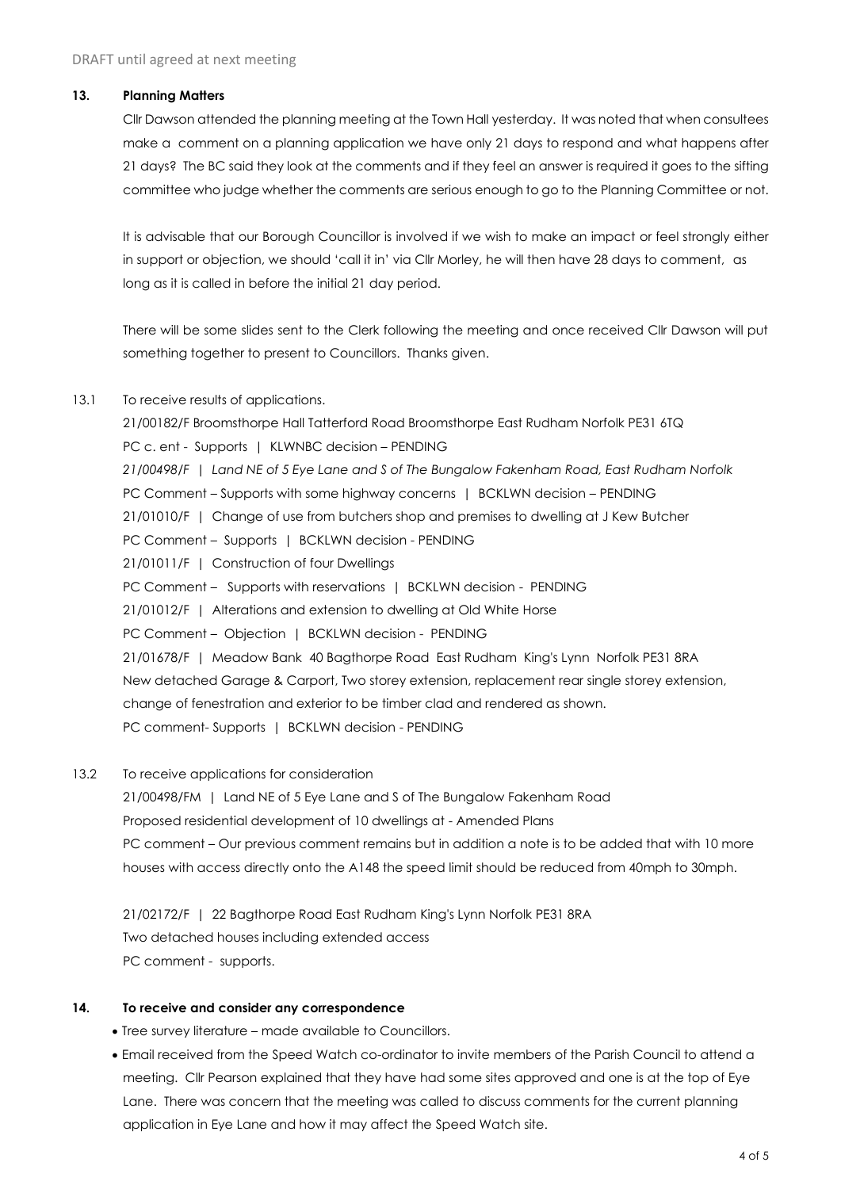DRAFT until agreed at next meeting

**13. Planning Matters**

Cllr Dawson attended the planning meeting at the Town Hall yesterday. It was noted that when consultees make a comment on a planning application we have only 21 days to respond and what happens after 21 days? The BC said they look at the comments and if they feel an answer is required it goes to the sifting committee who judge whether the comments are serious enough to go to the Planning Committee or not.

It is advisable that our Borough Councillor is involved if we wish to make an impact or feel strongly either in support or objection, we should 'call it in' via Cllr Morley, he will then have 28 days to comment, as long as it is called in before the initial 21 day period.

There will be some slides sent to the Clerk following the meeting and once received Cllr Dawson will put something together to present to Councillors. Thanks given.

13.1 To receive results of applications.

21/00182/F Broomsthorpe Hall Tatterford Road Broomsthorpe East Rudham Norfolk PE31 6TQ
PC c. ent - Supports | KLWNBC decision – PENDING
*21/00498/F | Land NE of 5 Eye Lane and S of The Bungalow Fakenham Road, East Rudham Norfolk*
PC Comment – Supports with some highway concerns | BCKLWN decision – PENDING
21/01010/F | Change of use from butchers shop and premises to dwelling at J Kew Butcher
PC Comment – Supports | BCKLWN decision - PENDING
21/01011/F | Construction of four Dwellings
PC Comment – Supports with reservations | BCKLWN decision - PENDING
21/01012/F | Alterations and extension to dwelling at Old White Horse
PC Comment – Objection | BCKLWN decision - PENDING
21/01678/F | Meadow Bank 40 Bagthorpe Road East Rudham King's Lynn Norfolk PE31 8RA
New detached Garage & Carport, Two storey extension, replacement rear single storey extension, change of fenestration and exterior to be timber clad and rendered as shown.
PC comment- Supports | BCKLWN decision - PENDING

13.2 To receive applications for consideration

21/00498/FM | Land NE of 5 Eye Lane and S of The Bungalow Fakenham Road
Proposed residential development of 10 dwellings at - Amended Plans
PC comment – Our previous comment remains but in addition a note is to be added that with 10 more houses with access directly onto the A148 the speed limit should be reduced from 40mph to 30mph.

21/02172/F | 22 Bagthorpe Road East Rudham King's Lynn Norfolk PE31 8RA
Two detached houses including extended access
PC comment - supports.

**14. To receive and consider any correspondence**

- Tree survey literature – made available to Councillors.
- Email received from the Speed Watch co-ordinator to invite members of the Parish Council to attend a meeting. Cllr Pearson explained that they have had some sites approved and one is at the top of Eye Lane. There was concern that the meeting was called to discuss comments for the current planning application in Eye Lane and how it may affect the Speed Watch site.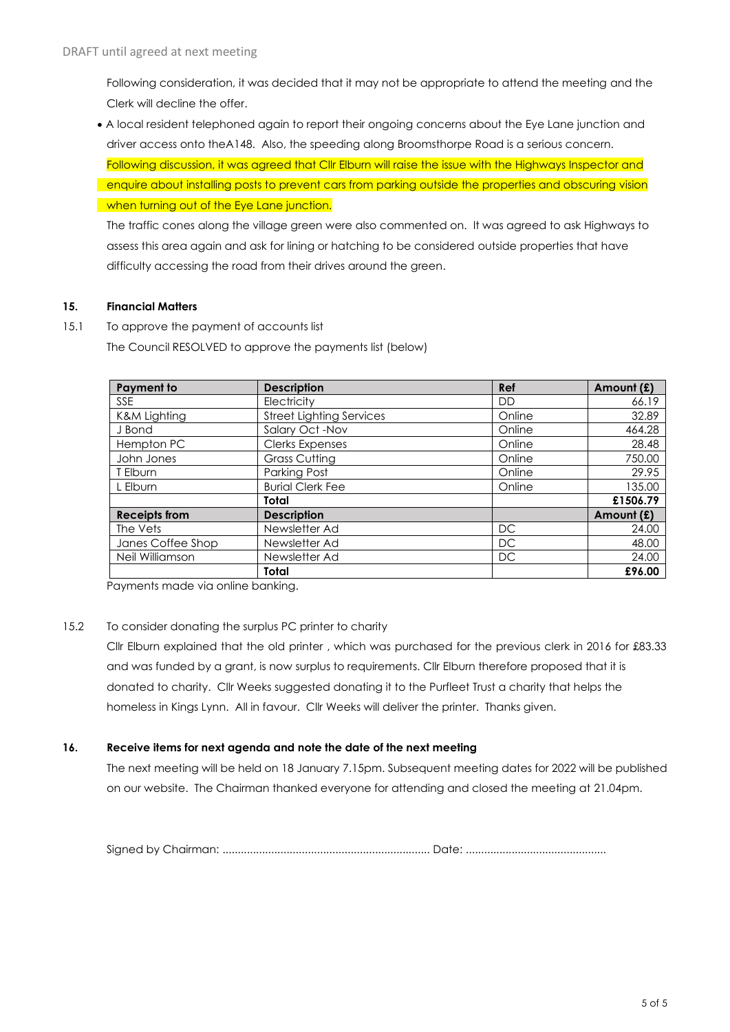Following consideration, it was decided that it may not be appropriate to attend the meeting and the Clerk will decline the offer.

- A local resident telephoned again to report their ongoing concerns about the Eye Lane junction and driver access onto theA148. Also, the speeding along Broomsthorpe Road is a serious concern. Following discussion, it was agreed that Cllr Elburn will raise the issue with the Highways Inspector and enquire about installing posts to prevent cars from parking outside the properties and obscuring vision when turning out of the Eye Lane junction.

The traffic cones along the village green were also commented on. It was agreed to ask Highways to assess this area again and ask for lining or hatching to be considered outside properties that have difficulty accessing the road from their drives around the green.

**15. Financial Matters**

15.1 To approve the payment of accounts list

The Council RESOLVED to approve the payments list (below)

| Payment to | Description | Ref | Amount (£) |
|---|---|---|---|
| SSE | Electricity | DD | 66.19 |
| K&M Lighting | Street Lighting Services | Online | 32.89 |
| J Bond | Salary Oct -Nov | Online | 464.28 |
| Hempton PC | Clerks Expenses | Online | 28.48 |
| John Jones | Grass Cutting | Online | 750.00 |
| T Elburn | Parking Post | Online | 29.95 |
| L Elburn | Burial Clerk Fee | Online | 135.00 |
| | **Total** | | **£1506.79** |
| **Receipts from** | **Description** | | **Amount (£)** |
| The Vets | Newsletter Ad | DC | 24.00 |
| Janes Coffee Shop | Newsletter Ad | DC | 48.00 |
| Neil Williamson | Newsletter Ad | DC | 24.00 |
| | **Total** | | **£96.00** |

Payments made via online banking.

15.2 To consider donating the surplus PC printer to charity

Cllr Elburn explained that the old printer , which was purchased for the previous clerk in 2016 for £83.33 and was funded by a grant, is now surplus to requirements. Cllr Elburn therefore proposed that it is donated to charity. Cllr Weeks suggested donating it to the Purfleet Trust a charity that helps the homeless in Kings Lynn. All in favour. Cllr Weeks will deliver the printer. Thanks given.

**16. Receive items for next agenda and note the date of the next meeting**

The next meeting will be held on 18 January 7.15pm. Subsequent meeting dates for 2022 will be published on our website. The Chairman thanked everyone for attending and closed the meeting at 21.04pm.

Signed by Chairman: .................................................................... Date: .............................................